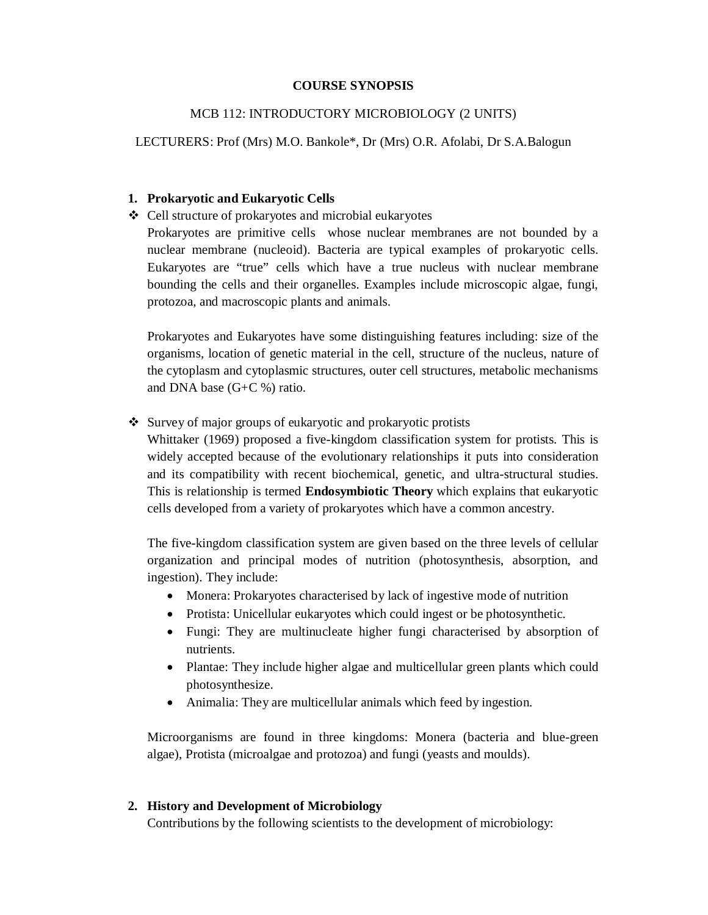**COURSE SYNOPSIS**

MCB 112: INTRODUCTORY MICROBIOLOGY (2 UNITS)

LECTURERS: Prof (Mrs) M.O. Bankole*, Dr (Mrs) O.R. Afolabi, Dr S.A.Balogun

## 1. Prokaryotic and Eukaryotic Cells

❖ Cell structure of prokaryotes and microbial eukaryotes

Prokaryotes are primitive cells whose nuclear membranes are not bounded by a nuclear membrane (nucleoid). Bacteria are typical examples of prokaryotic cells. Eukaryotes are "true" cells which have a true nucleus with nuclear membrane bounding the cells and their organelles. Examples include microscopic algae, fungi, protozoa, and macroscopic plants and animals.

Prokaryotes and Eukaryotes have some distinguishing features including: size of the organisms, location of genetic material in the cell, structure of the nucleus, nature of the cytoplasm and cytoplasmic structures, outer cell structures, metabolic mechanisms and DNA base (G+C %) ratio.

❖ Survey of major groups of eukaryotic and prokaryotic protists

Whittaker (1969) proposed a five-kingdom classification system for protists. This is widely accepted because of the evolutionary relationships it puts into consideration and its compatibility with recent biochemical, genetic, and ultra-structural studies. This is relationship is termed **Endosymbiotic Theory** which explains that eukaryotic cells developed from a variety of prokaryotes which have a common ancestry.

The five-kingdom classification system are given based on the three levels of cellular organization and principal modes of nutrition (photosynthesis, absorption, and ingestion). They include:

- Monera: Prokaryotes characterised by lack of ingestive mode of nutrition
- Protista: Unicellular eukaryotes which could ingest or be photosynthetic.
- Fungi: They are multinucleate higher fungi characterised by absorption of nutrients.
- Plantae: They include higher algae and multicellular green plants which could photosynthesize.
- Animalia: They are multicellular animals which feed by ingestion.

Microorganisms are found in three kingdoms: Monera (bacteria and blue-green algae), Protista (microalgae and protozoa) and fungi (yeasts and moulds).

## 2. History and Development of Microbiology

Contributions by the following scientists to the development of microbiology: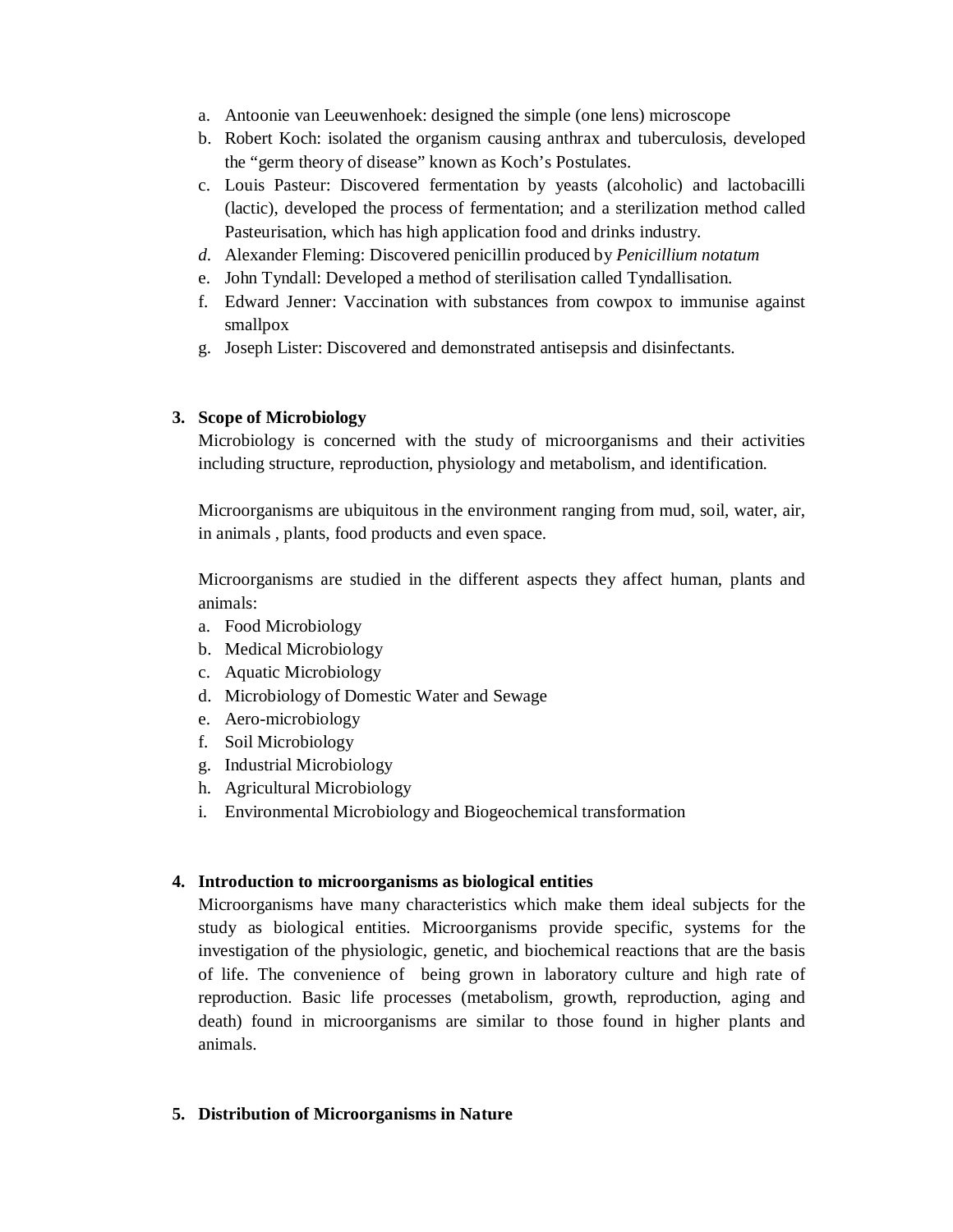a. Antoonie van Leeuwenhoek: designed the simple (one lens) microscope
b. Robert Koch: isolated the organism causing anthrax and tuberculosis, developed the "germ theory of disease" known as Koch's Postulates.
c. Louis Pasteur: Discovered fermentation by yeasts (alcoholic) and lactobacilli (lactic), developed the process of fermentation; and a sterilization method called Pasteurisation, which has high application food and drinks industry.
d. Alexander Fleming: Discovered penicillin produced by *Penicillium notatum*
e. John Tyndall: Developed a method of sterilisation called Tyndallisation.
f. Edward Jenner: Vaccination with substances from cowpox to immunise against smallpox
g. Joseph Lister: Discovered and demonstrated antisepsis and disinfectants.

**3. Scope of Microbiology**

Microbiology is concerned with the study of microorganisms and their activities including structure, reproduction, physiology and metabolism, and identification.

Microorganisms are ubiquitous in the environment ranging from mud, soil, water, air, in animals , plants, food products and even space.

Microorganisms are studied in the different aspects they affect human, plants and animals:

a. Food Microbiology
b. Medical Microbiology
c. Aquatic Microbiology
d. Microbiology of Domestic Water and Sewage
e. Aero-microbiology
f. Soil Microbiology
g. Industrial Microbiology
h. Agricultural Microbiology
i. Environmental Microbiology and Biogeochemical transformation

**4. Introduction to microorganisms as biological entities**

Microorganisms have many characteristics which make them ideal subjects for the study as biological entities. Microorganisms provide specific, systems for the investigation of the physiologic, genetic, and biochemical reactions that are the basis of life. The convenience of being grown in laboratory culture and high rate of reproduction. Basic life processes (metabolism, growth, reproduction, aging and death) found in microorganisms are similar to those found in higher plants and animals.

**5. Distribution of Microorganisms in Nature**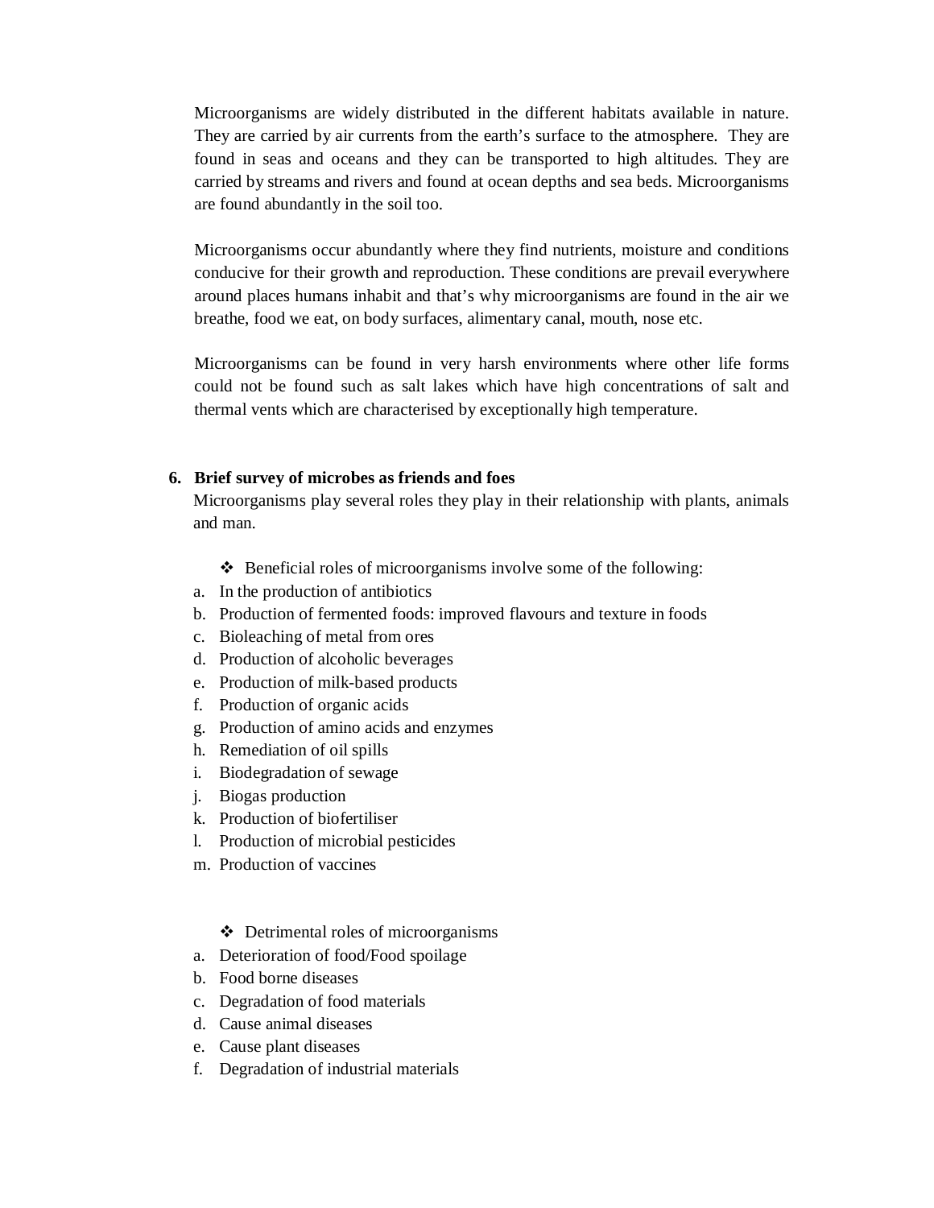Microorganisms are widely distributed in the different habitats available in nature. They are carried by air currents from the earth's surface to the atmosphere.  They are found in seas and oceans and they can be transported to high altitudes. They are carried by streams and rivers and found at ocean depths and sea beds. Microorganisms are found abundantly in the soil too.

Microorganisms occur abundantly where they find nutrients, moisture and conditions conducive for their growth and reproduction. These conditions are prevail everywhere around places humans inhabit and that's why microorganisms are found in the air we breathe, food we eat, on body surfaces, alimentary canal, mouth, nose etc.

Microorganisms can be found in very harsh environments where other life forms could not be found such as salt lakes which have high concentrations of salt and thermal vents which are characterised by exceptionally high temperature.

6. **Brief survey of microbes as friends and foes**

Microorganisms play several roles they play in their relationship with plants, animals and man.

- Beneficial roles of microorganisms involve some of the following:

a. In the production of antibiotics
b. Production of fermented foods: improved flavours and texture in foods
c. Bioleaching of metal from ores
d. Production of alcoholic beverages
e. Production of milk-based products
f. Production of organic acids
g. Production of amino acids and enzymes
h. Remediation of oil spills
i. Biodegradation of sewage
j. Biogas production
k. Production of biofertiliser
l. Production of microbial pesticides
m. Production of vaccines

- Detrimental roles of microorganisms

a. Deterioration of food/Food spoilage
b. Food borne diseases
c. Degradation of food materials
d. Cause animal diseases
e. Cause plant diseases
f. Degradation of industrial materials